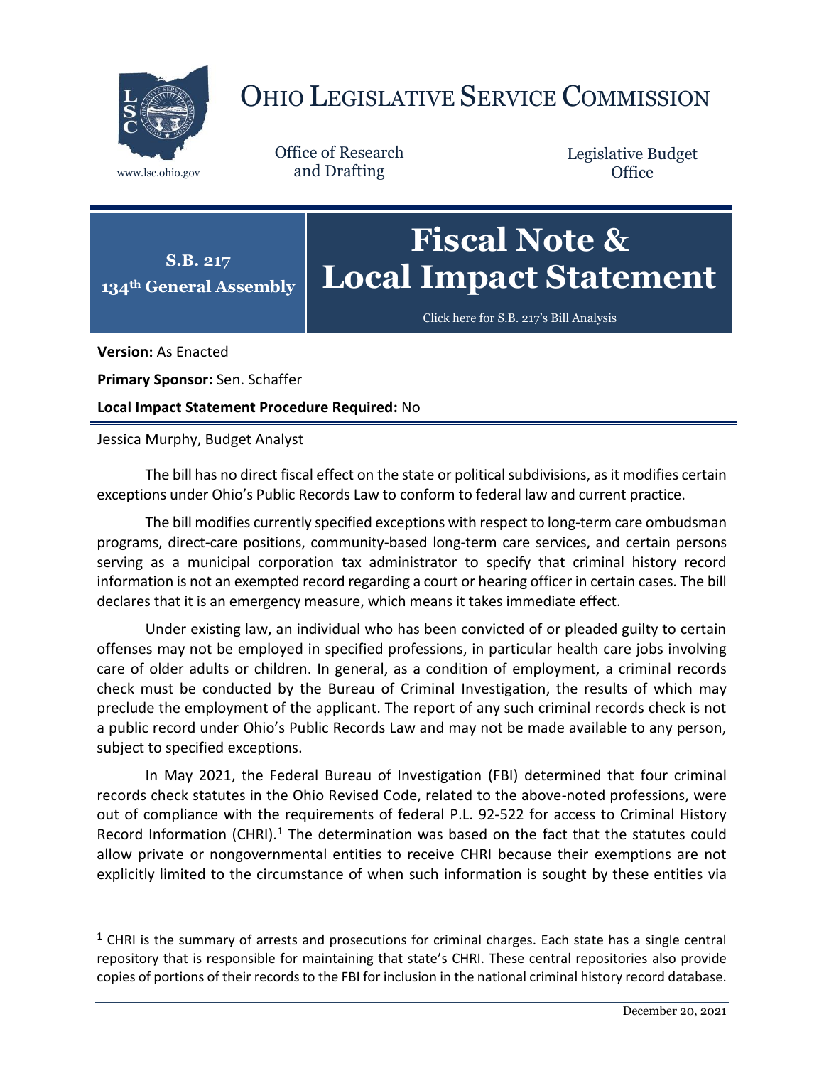# OHIO LEGISLATIVE SERVICE COMMISSION

www.lsc.ohio.gov

Office of Research and Drafting

Legislative Budget Office

**S.B. 217**
**134th General Assembly**

# Fiscal Note & Local Impact Statement

Click here for S.B. 217's Bill Analysis

**Version:** As Enacted

**Primary Sponsor:** Sen. Schaffer

**Local Impact Statement Procedure Required:** No

Jessica Murphy, Budget Analyst

The bill has no direct fiscal effect on the state or political subdivisions, as it modifies certain exceptions under Ohio's Public Records Law to conform to federal law and current practice.

The bill modifies currently specified exceptions with respect to long-term care ombudsman programs, direct-care positions, community-based long-term care services, and certain persons serving as a municipal corporation tax administrator to specify that criminal history record information is not an exempted record regarding a court or hearing officer in certain cases. The bill declares that it is an emergency measure, which means it takes immediate effect.

Under existing law, an individual who has been convicted of or pleaded guilty to certain offenses may not be employed in specified professions, in particular health care jobs involving care of older adults or children. In general, as a condition of employment, a criminal records check must be conducted by the Bureau of Criminal Investigation, the results of which may preclude the employment of the applicant. The report of any such criminal records check is not a public record under Ohio's Public Records Law and may not be made available to any person, subject to specified exceptions.

In May 2021, the Federal Bureau of Investigation (FBI) determined that four criminal records check statutes in the Ohio Revised Code, related to the above-noted professions, were out of compliance with the requirements of federal P.L. 92-522 for access to Criminal History Record Information (CHRI).[1] The determination was based on the fact that the statutes could allow private or nongovernmental entities to receive CHRI because their exemptions are not explicitly limited to the circumstance of when such information is sought by these entities via

[1] CHRI is the summary of arrests and prosecutions for criminal charges. Each state has a single central repository that is responsible for maintaining that state's CHRI. These central repositories also provide copies of portions of their records to the FBI for inclusion in the national criminal history record database.

December 20, 2021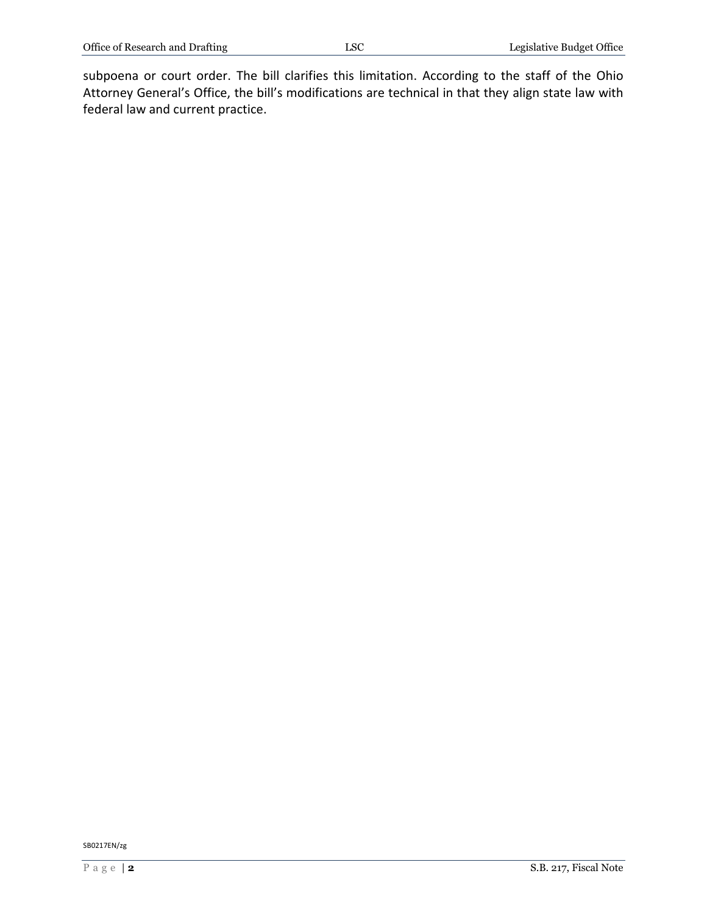subpoena or court order. The bill clarifies this limitation. According to the staff of the Ohio Attorney General's Office, the bill's modifications are technical in that they align state law with federal law and current practice.

SB0217EN/zg